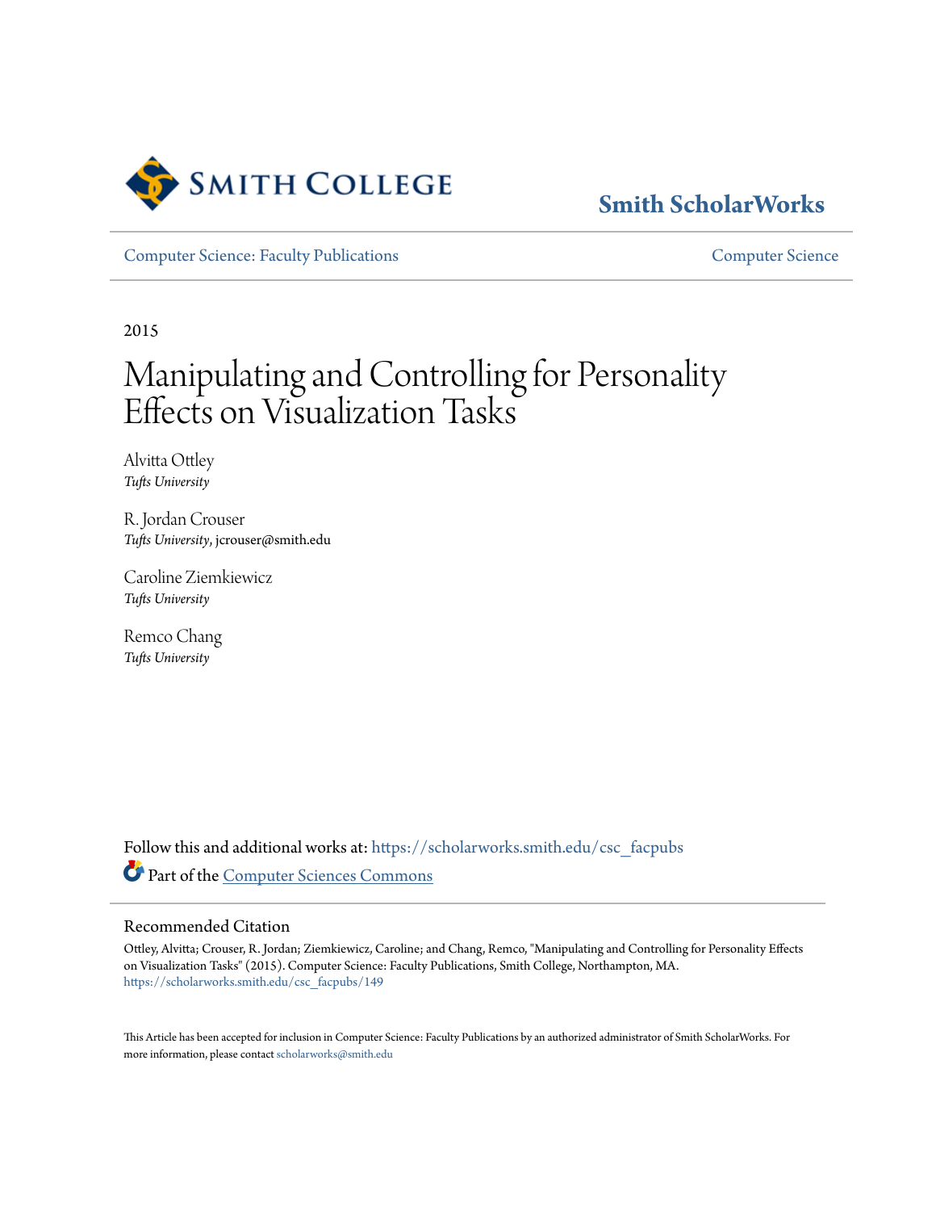Smith College

**Smith ScholarWorks**

Computer Science: Faculty Publications | Computer Science

2015

# Manipulating and Controlling for Personality Effects on Visualization Tasks

Alvitta Ottley
*Tufts University*

R. Jordan Crouser
*Tufts University*, jcrouser@smith.edu

Caroline Ziemkiewicz
*Tufts University*

Remco Chang
*Tufts University*

Follow this and additional works at: https://scholarworks.smith.edu/csc_facpubs

Part of the Computer Sciences Commons

## Recommended Citation

Ottley, Alvitta; Crouser, R. Jordan; Ziemkiewicz, Caroline; and Chang, Remco, "Manipulating and Controlling for Personality Effects on Visualization Tasks" (2015). Computer Science: Faculty Publications, Smith College, Northampton, MA.
https://scholarworks.smith.edu/csc_facpubs/149

This Article has been accepted for inclusion in Computer Science: Faculty Publications by an authorized administrator of Smith ScholarWorks. For more information, please contact scholarworks@smith.edu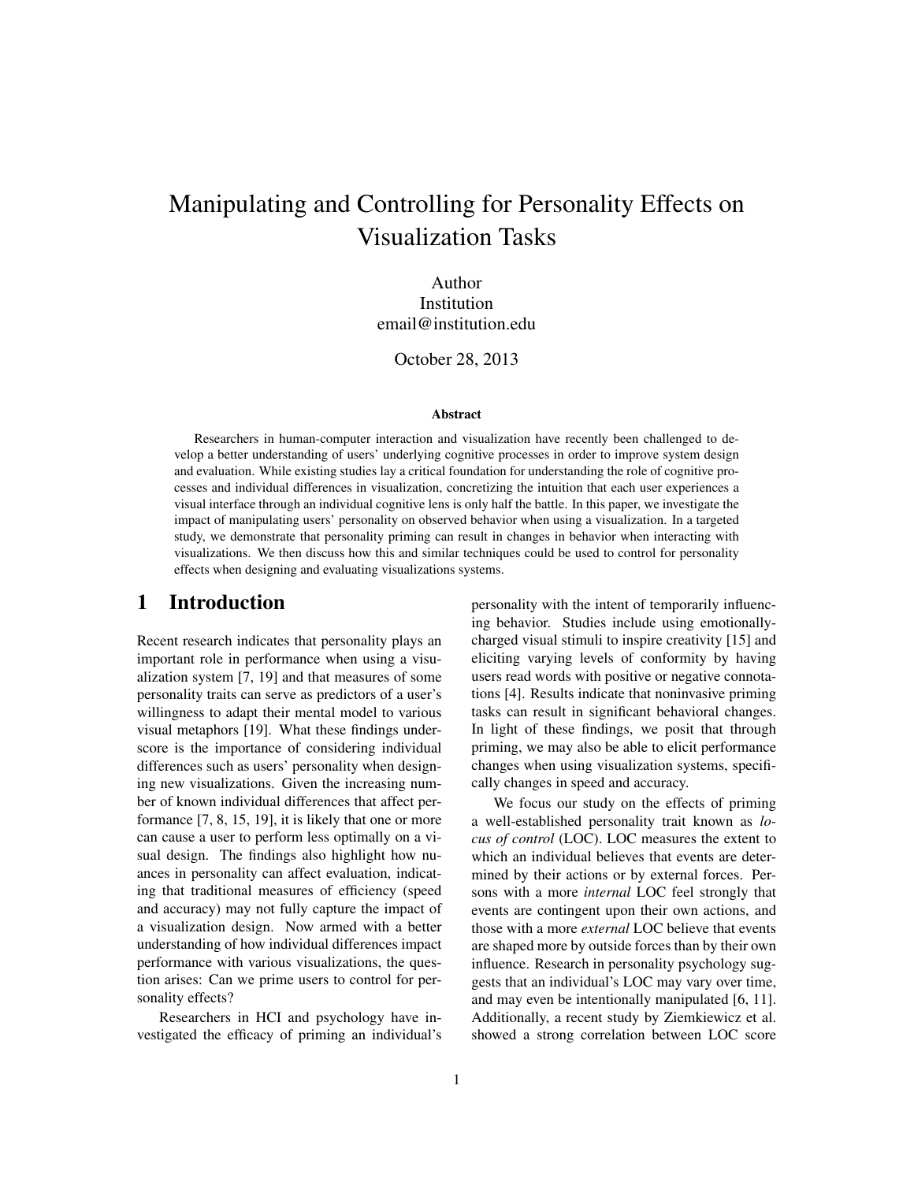# Manipulating and Controlling for Personality Effects on Visualization Tasks

Author
Institution
email@institution.edu

October 28, 2013

### Abstract

Researchers in human-computer interaction and visualization have recently been challenged to develop a better understanding of users' underlying cognitive processes in order to improve system design and evaluation. While existing studies lay a critical foundation for understanding the role of cognitive processes and individual differences in visualization, concretizing the intuition that each user experiences a visual interface through an individual cognitive lens is only half the battle. In this paper, we investigate the impact of manipulating users' personality on observed behavior when using a visualization. In a targeted study, we demonstrate that personality priming can result in changes in behavior when interacting with visualizations. We then discuss how this and similar techniques could be used to control for personality effects when designing and evaluating visualizations systems.

## 1 Introduction

Recent research indicates that personality plays an important role in performance when using a visualization system [7, 19] and that measures of some personality traits can serve as predictors of a user's willingness to adapt their mental model to various visual metaphors [19]. What these findings underscore is the importance of considering individual differences such as users' personality when designing new visualizations. Given the increasing number of known individual differences that affect performance [7, 8, 15, 19], it is likely that one or more can cause a user to perform less optimally on a visual design. The findings also highlight how nuances in personality can affect evaluation, indicating that traditional measures of efficiency (speed and accuracy) may not fully capture the impact of a visualization design. Now armed with a better understanding of how individual differences impact performance with various visualizations, the question arises: Can we prime users to control for personality effects?

Researchers in HCI and psychology have investigated the efficacy of priming an individual's personality with the intent of temporarily influencing behavior. Studies include using emotionally-charged visual stimuli to inspire creativity [15] and eliciting varying levels of conformity by having users read words with positive or negative connotations [4]. Results indicate that noninvasive priming tasks can result in significant behavioral changes. In light of these findings, we posit that through priming, we may also be able to elicit performance changes when using visualization systems, specifically changes in speed and accuracy.

We focus our study on the effects of priming a well-established personality trait known as *locus of control* (LOC). LOC measures the extent to which an individual believes that events are determined by their actions or by external forces. Persons with a more *internal* LOC feel strongly that events are contingent upon their own actions, and those with a more *external* LOC believe that events are shaped more by outside forces than by their own influence. Research in personality psychology suggests that an individual's LOC may vary over time, and may even be intentionally manipulated [6, 11]. Additionally, a recent study by Ziemkiewicz et al. showed a strong correlation between LOC score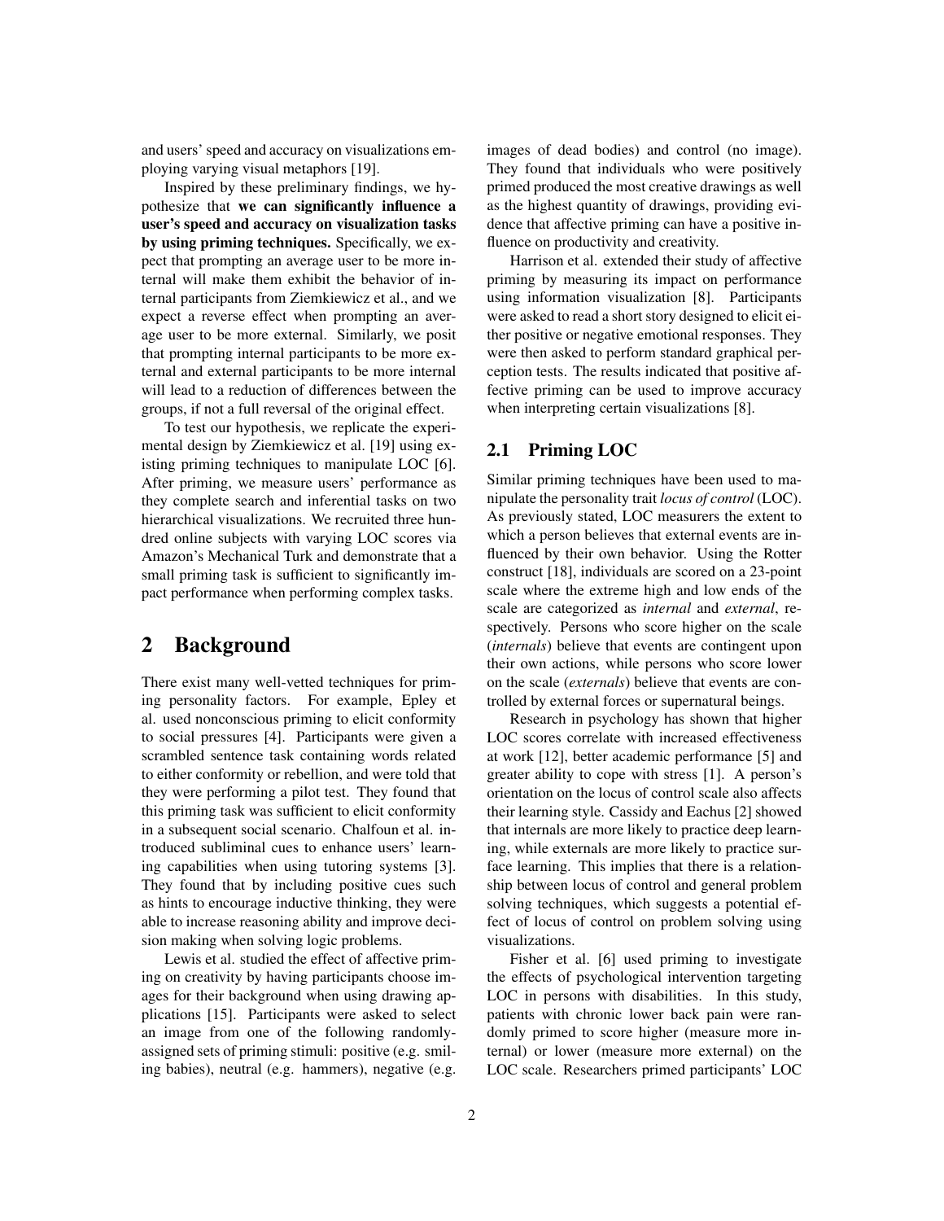and users' speed and accuracy on visualizations employing varying visual metaphors [19].

Inspired by these preliminary findings, we hypothesize that **we can significantly influence a user's speed and accuracy on visualization tasks by using priming techniques.** Specifically, we expect that prompting an average user to be more internal will make them exhibit the behavior of internal participants from Ziemkiewicz et al., and we expect a reverse effect when prompting an average user to be more external. Similarly, we posit that prompting internal participants to be more external and external participants to be more internal will lead to a reduction of differences between the groups, if not a full reversal of the original effect.

To test our hypothesis, we replicate the experimental design by Ziemkiewicz et al. [19] using existing priming techniques to manipulate LOC [6]. After priming, we measure users' performance as they complete search and inferential tasks on two hierarchical visualizations. We recruited three hundred online subjects with varying LOC scores via Amazon's Mechanical Turk and demonstrate that a small priming task is sufficient to significantly impact performance when performing complex tasks.

# 2 Background

There exist many well-vetted techniques for priming personality factors. For example, Epley et al. used nonconscious priming to elicit conformity to social pressures [4]. Participants were given a scrambled sentence task containing words related to either conformity or rebellion, and were told that they were performing a pilot test. They found that this priming task was sufficient to elicit conformity in a subsequent social scenario. Chalfoun et al. introduced subliminal cues to enhance users' learning capabilities when using tutoring systems [3]. They found that by including positive cues such as hints to encourage inductive thinking, they were able to increase reasoning ability and improve decision making when solving logic problems.

Lewis et al. studied the effect of affective priming on creativity by having participants choose images for their background when using drawing applications [15]. Participants were asked to select an image from one of the following randomly-assigned sets of priming stimuli: positive (e.g. smiling babies), neutral (e.g. hammers), negative (e.g. images of dead bodies) and control (no image). They found that individuals who were positively primed produced the most creative drawings as well as the highest quantity of drawings, providing evidence that affective priming can have a positive influence on productivity and creativity.

Harrison et al. extended their study of affective priming by measuring its impact on performance using information visualization [8]. Participants were asked to read a short story designed to elicit either positive or negative emotional responses. They were then asked to perform standard graphical perception tests. The results indicated that positive affective priming can be used to improve accuracy when interpreting certain visualizations [8].

## 2.1 Priming LOC

Similar priming techniques have been used to manipulate the personality trait *locus of control* (LOC). As previously stated, LOC measurers the extent to which a person believes that external events are influenced by their own behavior. Using the Rotter construct [18], individuals are scored on a 23-point scale where the extreme high and low ends of the scale are categorized as *internal* and *external*, respectively. Persons who score higher on the scale (*internals*) believe that events are contingent upon their own actions, while persons who score lower on the scale (*externals*) believe that events are controlled by external forces or supernatural beings.

Research in psychology has shown that higher LOC scores correlate with increased effectiveness at work [12], better academic performance [5] and greater ability to cope with stress [1]. A person's orientation on the locus of control scale also affects their learning style. Cassidy and Eachus [2] showed that internals are more likely to practice deep learning, while externals are more likely to practice surface learning. This implies that there is a relationship between locus of control and general problem solving techniques, which suggests a potential effect of locus of control on problem solving using visualizations.

Fisher et al. [6] used priming to investigate the effects of psychological intervention targeting LOC in persons with disabilities. In this study, patients with chronic lower back pain were randomly primed to score higher (measure more internal) or lower (measure more external) on the LOC scale. Researchers primed participants' LOC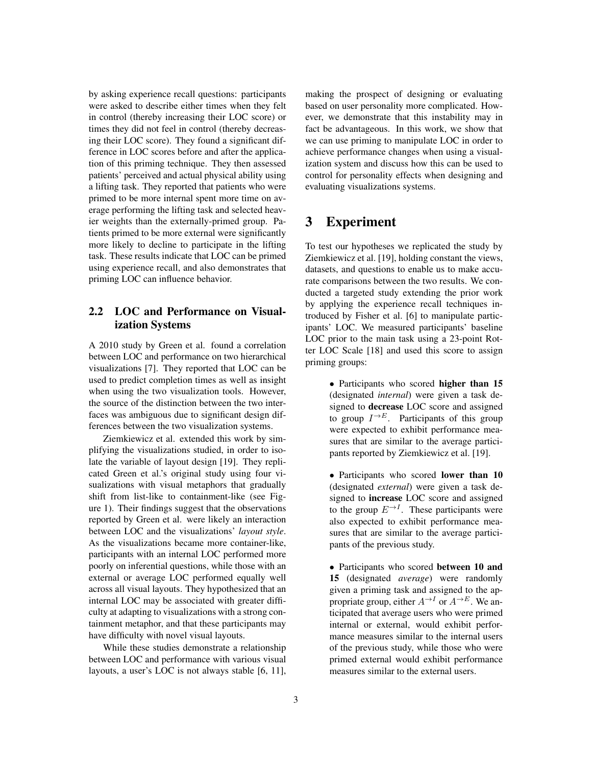by asking experience recall questions: participants were asked to describe either times when they felt in control (thereby increasing their LOC score) or times they did not feel in control (thereby decreasing their LOC score). They found a significant difference in LOC scores before and after the application of this priming technique. They then assessed patients' perceived and actual physical ability using a lifting task. They reported that patients who were primed to be more internal spent more time on average performing the lifting task and selected heavier weights than the externally-primed group. Patients primed to be more external were significantly more likely to decline to participate in the lifting task. These results indicate that LOC can be primed using experience recall, and also demonstrates that priming LOC can influence behavior.

## 2.2 LOC and Performance on Visualization Systems

A 2010 study by Green et al. found a correlation between LOC and performance on two hierarchical visualizations [7]. They reported that LOC can be used to predict completion times as well as insight when using the two visualization tools. However, the source of the distinction between the two interfaces was ambiguous due to significant design differences between the two visualization systems.

Ziemkiewicz et al. extended this work by simplifying the visualizations studied, in order to isolate the variable of layout design [19]. They replicated Green et al.'s original study using four visualizations with visual metaphors that gradually shift from list-like to containment-like (see Figure 1). Their findings suggest that the observations reported by Green et al. were likely an interaction between LOC and the visualizations' *layout style*. As the visualizations became more container-like, participants with an internal LOC performed more poorly on inferential questions, while those with an external or average LOC performed equally well across all visual layouts. They hypothesized that an internal LOC may be associated with greater difficulty at adapting to visualizations with a strong containment metaphor, and that these participants may have difficulty with novel visual layouts.

While these studies demonstrate a relationship between LOC and performance with various visual layouts, a user's LOC is not always stable [6, 11], making the prospect of designing or evaluating based on user personality more complicated. However, we demonstrate that this instability may in fact be advantageous. In this work, we show that we can use priming to manipulate LOC in order to achieve performance changes when using a visualization system and discuss how this can be used to control for personality effects when designing and evaluating visualizations systems.

# 3 Experiment

To test our hypotheses we replicated the study by Ziemkiewicz et al. [19], holding constant the views, datasets, and questions to enable us to make accurate comparisons between the two results. We conducted a targeted study extending the prior work by applying the experience recall techniques introduced by Fisher et al. [6] to manipulate participants' LOC. We measured participants' baseline LOC prior to the main task using a 23-point Rotter LOC Scale [18] and used this score to assign priming groups:

- Participants who scored **higher than 15** (designated *internal*) were given a task designed to **decrease** LOC score and assigned to group $I^{\rightarrow E}$. Participants of this group were expected to exhibit performance measures that are similar to the average participants reported by Ziemkiewicz et al. [19].

- Participants who scored **lower than 10** (designated *external*) were given a task designed to **increase** LOC score and assigned to the group $E^{\rightarrow I}$. These participants were also expected to exhibit performance measures that are similar to the average participants of the previous study.

- Participants who scored **between 10 and 15** (designated *average*) were randomly given a priming task and assigned to the appropriate group, either $A^{\rightarrow I}$ or $A^{\rightarrow E}$. We anticipated that average users who were primed internal or external, would exhibit performance measures similar to the internal users of the previous study, while those who were primed external would exhibit performance measures similar to the external users.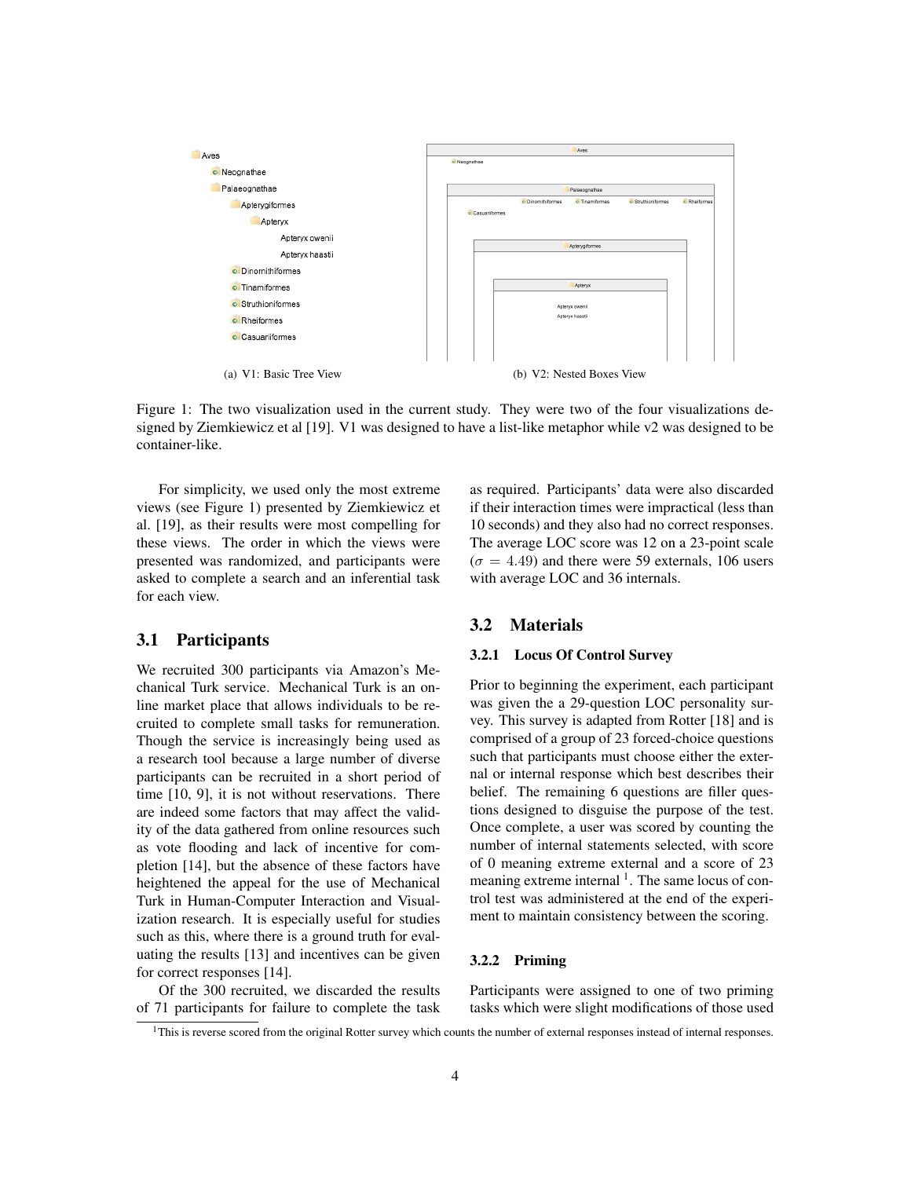(a) V1: Basic Tree View

(b) V2: Nested Boxes View

Figure 1: The two visualization used in the current study. They were two of the four visualizations designed by Ziemkiewicz et al [19]. V1 was designed to have a list-like metaphor while v2 was designed to be container-like.

For simplicity, we used only the most extreme views (see Figure 1) presented by Ziemkiewicz et al. [19], as their results were most compelling for these views. The order in which the views were presented was randomized, and participants were asked to complete a search and an inferential task for each view.

## 3.1 Participants

We recruited 300 participants via Amazon's Mechanical Turk service. Mechanical Turk is an online market place that allows individuals to be recruited to complete small tasks for remuneration. Though the service is increasingly being used as a research tool because a large number of diverse participants can be recruited in a short period of time [10, 9], it is not without reservations. There are indeed some factors that may affect the validity of the data gathered from online resources such as vote flooding and lack of incentive for completion [14], but the absence of these factors have heightened the appeal for the use of Mechanical Turk in Human-Computer Interaction and Visualization research. It is especially useful for studies such as this, where there is a ground truth for evaluating the results [13] and incentives can be given for correct responses [14].

Of the 300 recruited, we discarded the results of 71 participants for failure to complete the task as required. Participants' data were also discarded if their interaction times were impractical (less than 10 seconds) and they also had no correct responses. The average LOC score was 12 on a 23-point scale ($\sigma = 4.49$) and there were 59 externals, 106 users with average LOC and 36 internals.

## 3.2 Materials

### 3.2.1 Locus Of Control Survey

Prior to beginning the experiment, each participant was given the a 29-question LOC personality survey. This survey is adapted from Rotter [18] and is comprised of a group of 23 forced-choice questions such that participants must choose either the external or internal response which best describes their belief. The remaining 6 questions are filler questions designed to disguise the purpose of the test. Once complete, a user was scored by counting the number of internal statements selected, with score of 0 meaning extreme external and a score of 23 meaning extreme internal [1]. The same locus of control test was administered at the end of the experiment to maintain consistency between the scoring.

### 3.2.2 Priming

Participants were assigned to one of two priming tasks which were slight modifications of those used

[1]This is reverse scored from the original Rotter survey which counts the number of external responses instead of internal responses.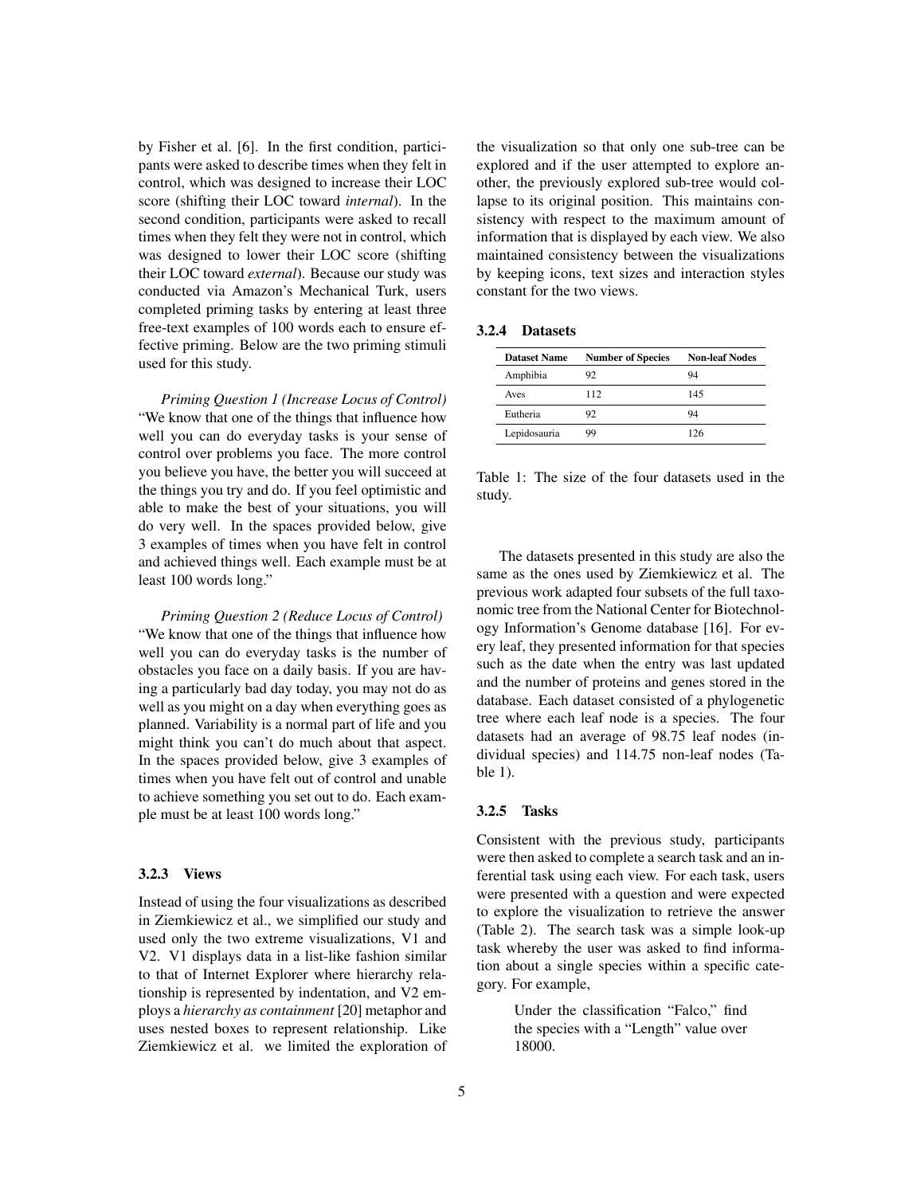by Fisher et al. [6]. In the first condition, participants were asked to describe times when they felt in control, which was designed to increase their LOC score (shifting their LOC toward *internal*). In the second condition, participants were asked to recall times when they felt they were not in control, which was designed to lower their LOC score (shifting their LOC toward *external*). Because our study was conducted via Amazon's Mechanical Turk, users completed priming tasks by entering at least three free-text examples of 100 words each to ensure effective priming. Below are the two priming stimuli used for this study.

*Priming Question 1 (Increase Locus of Control)* "We know that one of the things that influence how well you can do everyday tasks is your sense of control over problems you face. The more control you believe you have, the better you will succeed at the things you try and do. If you feel optimistic and able to make the best of your situations, you will do very well. In the spaces provided below, give 3 examples of times when you have felt in control and achieved things well. Each example must be at least 100 words long."

*Priming Question 2 (Reduce Locus of Control)* "We know that one of the things that influence how well you can do everyday tasks is the number of obstacles you face on a daily basis. If you are having a particularly bad day today, you may not do as well as you might on a day when everything goes as planned. Variability is a normal part of life and you might think you can't do much about that aspect. In the spaces provided below, give 3 examples of times when you have felt out of control and unable to achieve something you set out to do. Each example must be at least 100 words long."

#### 3.2.3 Views

Instead of using the four visualizations as described in Ziemkiewicz et al., we simplified our study and used only the two extreme visualizations, V1 and V2. V1 displays data in a list-like fashion similar to that of Internet Explorer where hierarchy relationship is represented by indentation, and V2 employs a *hierarchy as containment* [20] metaphor and uses nested boxes to represent relationship. Like Ziemkiewicz et al. we limited the exploration of the visualization so that only one sub-tree can be explored and if the user attempted to explore another, the previously explored sub-tree would collapse to its original position. This maintains consistency with respect to the maximum amount of information that is displayed by each view. We also maintained consistency between the visualizations by keeping icons, text sizes and interaction styles constant for the two views.

#### 3.2.4 Datasets

| Dataset Name | Number of Species | Non-leaf Nodes |
|---|---|---|
| Amphibia | 92 | 94 |
| Aves | 112 | 145 |
| Eutheria | 92 | 94 |
| Lepidosauria | 99 | 126 |

Table 1: The size of the four datasets used in the study.

The datasets presented in this study are also the same as the ones used by Ziemkiewicz et al. The previous work adapted four subsets of the full taxonomic tree from the National Center for Biotechnology Information's Genome database [16]. For every leaf, they presented information for that species such as the date when the entry was last updated and the number of proteins and genes stored in the database. Each dataset consisted of a phylogenetic tree where each leaf node is a species. The four datasets had an average of 98.75 leaf nodes (individual species) and 114.75 non-leaf nodes (Table 1).

#### 3.2.5 Tasks

Consistent with the previous study, participants were then asked to complete a search task and an inferential task using each view. For each task, users were presented with a question and were expected to explore the visualization to retrieve the answer (Table 2). The search task was a simple look-up task whereby the user was asked to find information about a single species within a specific category. For example,

> Under the classification "Falco," find the species with a "Length" value over 18000.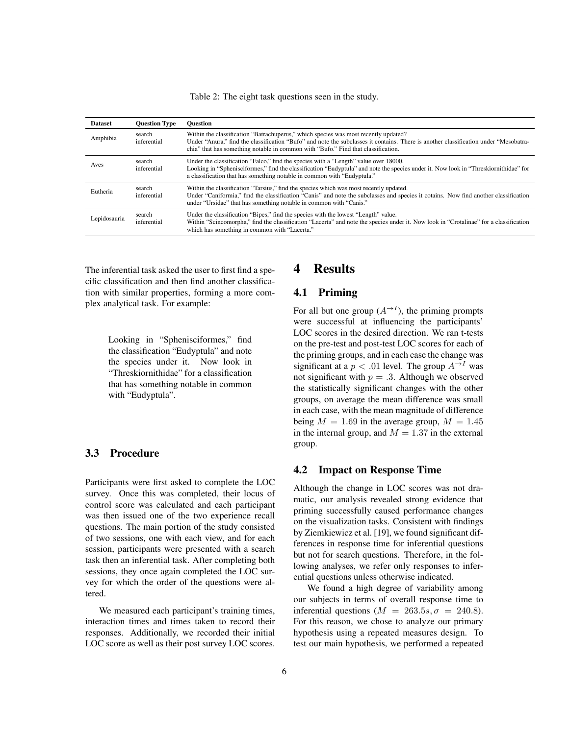Table 2: The eight task questions seen in the study.

| Dataset | Question Type | Question |
|---|---|---|
| Amphibia | search | Within the classification "Batrachuperus," which species was most recently updated? |
| | inferential | Under "Anura," find the classification "Bufo" and note the subclasses it contains. There is another classification under "Mesobatrachia" that has something notable in common with "Bufo." Find that classification. |
| Aves | search | Under the classification "Falco," find the species with a "Length" value over 18000. |
| | inferential | Looking in "Sphenisciformes," find the classification "Eudyptula" and note the species under it. Now look in "Threskiornithidae" for a classification that has something notable in common with "Eudyptula." |
| Eutheria | search | Within the classification "Tarsius," find the species which was most recently updated. |
| | inferential | Under "Caniformia," find the classification "Canis" and note the subclasses and species it cotains. Now find another classification under "Ursidae" that has something notable in common with "Canis." |
| Lepidosauria | search | Under the classification "Bipes," find the species with the lowest "Length" value. |
| | inferential | Within "Scincomorpha," find the classification "Lacerta" and note the species under it. Now look in "Crotalinae" for a classification which has something in common with "Lacerta." |

The inferential task asked the user to first find a specific classification and then find another classification with similar properties, forming a more complex analytical task. For example:

> Looking in "Sphenisciformes," find the classification "Eudyptula" and note the species under it. Now look in "Threskiornithidae" for a classification that has something notable in common with "Eudyptula".

### 3.3 Procedure

Participants were first asked to complete the LOC survey. Once this was completed, their locus of control score was calculated and each participant was then issued one of the two experience recall questions. The main portion of the study consisted of two sessions, one with each view, and for each session, participants were presented with a search task then an inferential task. After completing both sessions, they once again completed the LOC survey for which the order of the questions were altered.

We measured each participant's training times, interaction times and times taken to record their responses. Additionally, we recorded their initial LOC score as well as their post survey LOC scores.

## 4 Results

### 4.1 Priming

For all but one group ($A^{\rightarrow I}$), the priming prompts were successful at influencing the participants' LOC scores in the desired direction. We ran t-tests on the pre-test and post-test LOC scores for each of the priming groups, and in each case the change was significant at a $p < .01$ level. The group $A^{\rightarrow I}$ was not significant with $p = .3$. Although we observed the statistically significant changes with the other groups, on average the mean difference was small in each case, with the mean magnitude of difference being $M = 1.69$ in the average group, $M = 1.45$ in the internal group, and $M = 1.37$ in the external group.

### 4.2 Impact on Response Time

Although the change in LOC scores was not dramatic, our analysis revealed strong evidence that priming successfully caused performance changes on the visualization tasks. Consistent with findings by Ziemkiewicz et al. [19], we found significant differences in response time for inferential questions but not for search questions. Therefore, in the following analyses, we refer only responses to inferential questions unless otherwise indicated.

We found a high degree of variability among our subjects in terms of overall response time to inferential questions ($M = 263.5s, \sigma = 240.8$). For this reason, we chose to analyze our primary hypothesis using a repeated measures design. To test our main hypothesis, we performed a repeated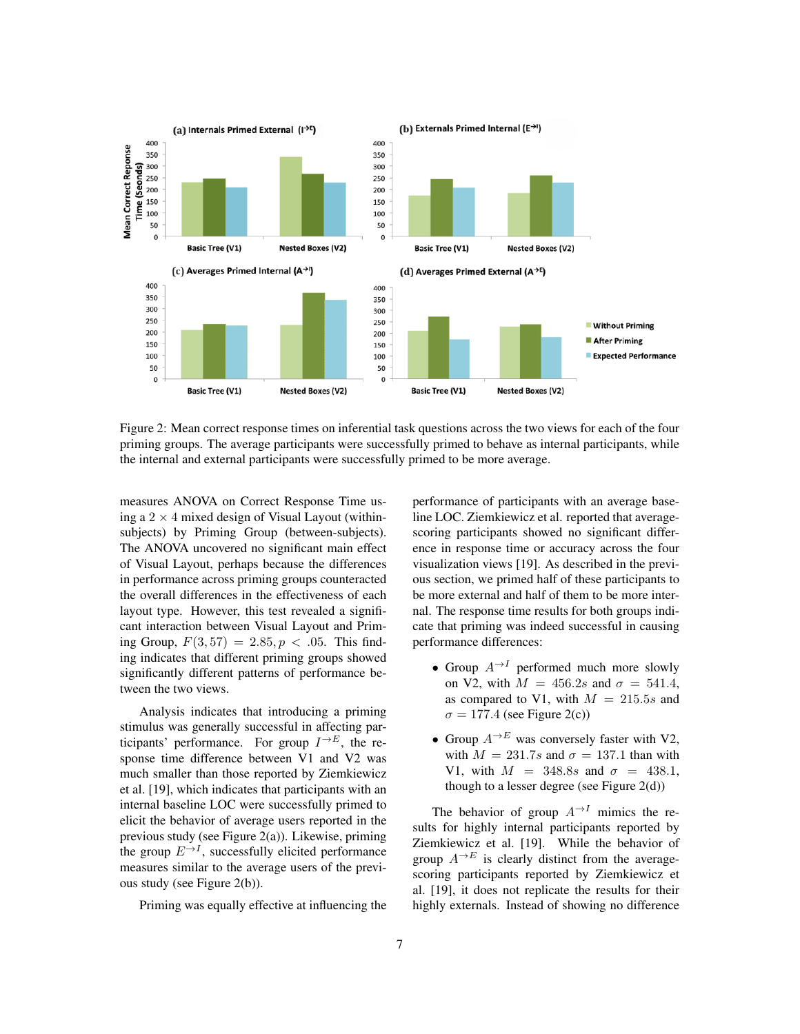Figure 2: Mean correct response times on inferential task questions across the two views for each of the four priming groups. The average participants were successfully primed to behave as internal participants, while the internal and external participants were successfully primed to be more average.

measures ANOVA on Correct Response Time using a $2 \times 4$ mixed design of Visual Layout (within-subjects) by Priming Group (between-subjects). The ANOVA uncovered no significant main effect of Visual Layout, perhaps because the differences in performance across priming groups counteracted the overall differences in the effectiveness of each layout type. However, this test revealed a significant interaction between Visual Layout and Priming Group, $F(3, 57) = 2.85, p < .05$. This finding indicates that different priming groups showed significantly different patterns of performance between the two views.

Analysis indicates that introducing a priming stimulus was generally successful in affecting participants' performance. For group $I^{\rightarrow E}$, the response time difference between V1 and V2 was much smaller than those reported by Ziemkiewicz et al. [19], which indicates that participants with an internal baseline LOC were successfully primed to elicit the behavior of average users reported in the previous study (see Figure 2(a)). Likewise, priming the group $E^{\rightarrow I}$, successfully elicited performance measures similar to the average users of the previous study (see Figure 2(b)).

Priming was equally effective at influencing the performance of participants with an average baseline LOC. Ziemkiewicz et al. reported that average-scoring participants showed no significant difference in response time or accuracy across the four visualization views [19]. As described in the previous section, we primed half of these participants to be more external and half of them to be more internal. The response time results for both groups indicate that priming was indeed successful in causing performance differences:

- Group $A^{\rightarrow I}$ performed much more slowly on V2, with $M = 456.2s$ and $\sigma = 541.4$, as compared to V1, with $M = 215.5s$ and $\sigma = 177.4$ (see Figure 2(c))
- Group $A^{\rightarrow E}$ was conversely faster with V2, with $M = 231.7s$ and $\sigma = 137.1$ than with V1, with $M = 348.8s$ and $\sigma = 438.1$, though to a lesser degree (see Figure 2(d))

The behavior of group $A^{\rightarrow I}$ mimics the results for highly internal participants reported by Ziemkiewicz et al. [19]. While the behavior of group $A^{\rightarrow E}$ is clearly distinct from the average-scoring participants reported by Ziemkiewicz et al. [19], it does not replicate the results for their highly externals. Instead of showing no difference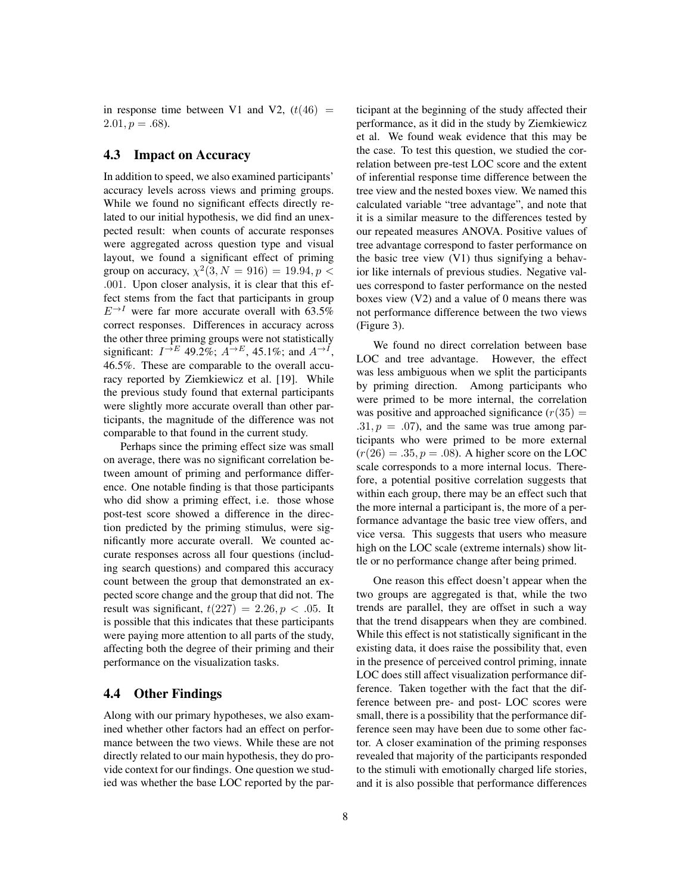in response time between V1 and V2, ($t(46) = 2.01, p = .68$).

### 4.3 Impact on Accuracy

In addition to speed, we also examined participants' accuracy levels across views and priming groups. While we found no significant effects directly related to our initial hypothesis, we did find an unexpected result: when counts of accurate responses were aggregated across question type and visual layout, we found a significant effect of priming group on accuracy, $\chi^2(3, N = 916) = 19.94, p < .001$. Upon closer analysis, it is clear that this effect stems from the fact that participants in group $E^{\rightarrow I}$ were far more accurate overall with 63.5% correct responses. Differences in accuracy across the other three priming groups were not statistically significant: $I^{\rightarrow E}$ 49.2%; $A^{\rightarrow E}$, 45.1%; and $A^{\rightarrow I}$, 46.5%. These are comparable to the overall accuracy reported by Ziemkiewicz et al. [19]. While the previous study found that external participants were slightly more accurate overall than other participants, the magnitude of the difference was not comparable to that found in the current study.

Perhaps since the priming effect size was small on average, there was no significant correlation between amount of priming and performance difference. One notable finding is that those participants who did show a priming effect, i.e. those whose post-test score showed a difference in the direction predicted by the priming stimulus, were significantly more accurate overall. We counted accurate responses across all four questions (including search questions) and compared this accuracy count between the group that demonstrated an expected score change and the group that did not. The result was significant, $t(227) = 2.26, p < .05$. It is possible that this indicates that these participants were paying more attention to all parts of the study, affecting both the degree of their priming and their performance on the visualization tasks.

### 4.4 Other Findings

Along with our primary hypotheses, we also examined whether other factors had an effect on performance between the two views. While these are not directly related to our main hypothesis, they do provide context for our findings. One question we studied was whether the base LOC reported by the participant at the beginning of the study affected their performance, as it did in the study by Ziemkiewicz et al. We found weak evidence that this may be the case. To test this question, we studied the correlation between pre-test LOC score and the extent of inferential response time difference between the tree view and the nested boxes view. We named this calculated variable "tree advantage", and note that it is a similar measure to the differences tested by our repeated measures ANOVA. Positive values of tree advantage correspond to faster performance on the basic tree view (V1) thus signifying a behavior like internals of previous studies. Negative values correspond to faster performance on the nested boxes view (V2) and a value of 0 means there was not performance difference between the two views (Figure 3).

We found no direct correlation between base LOC and tree advantage. However, the effect was less ambiguous when we split the participants by priming direction. Among participants who were primed to be more internal, the correlation was positive and approached significance ($r(35) = .31, p = .07$), and the same was true among participants who were primed to be more external ($r(26) = .35, p = .08$). A higher score on the LOC scale corresponds to a more internal locus. Therefore, a potential positive correlation suggests that within each group, there may be an effect such that the more internal a participant is, the more of a performance advantage the basic tree view offers, and vice versa. This suggests that users who measure high on the LOC scale (extreme internals) show little or no performance change after being primed.

One reason this effect doesn't appear when the two groups are aggregated is that, while the two trends are parallel, they are offset in such a way that the trend disappears when they are combined. While this effect is not statistically significant in the existing data, it does raise the possibility that, even in the presence of perceived control priming, innate LOC does still affect visualization performance difference. Taken together with the fact that the difference between pre- and post- LOC scores were small, there is a possibility that the performance difference seen may have been due to some other factor. A closer examination of the priming responses revealed that majority of the participants responded to the stimuli with emotionally charged life stories, and it is also possible that performance differences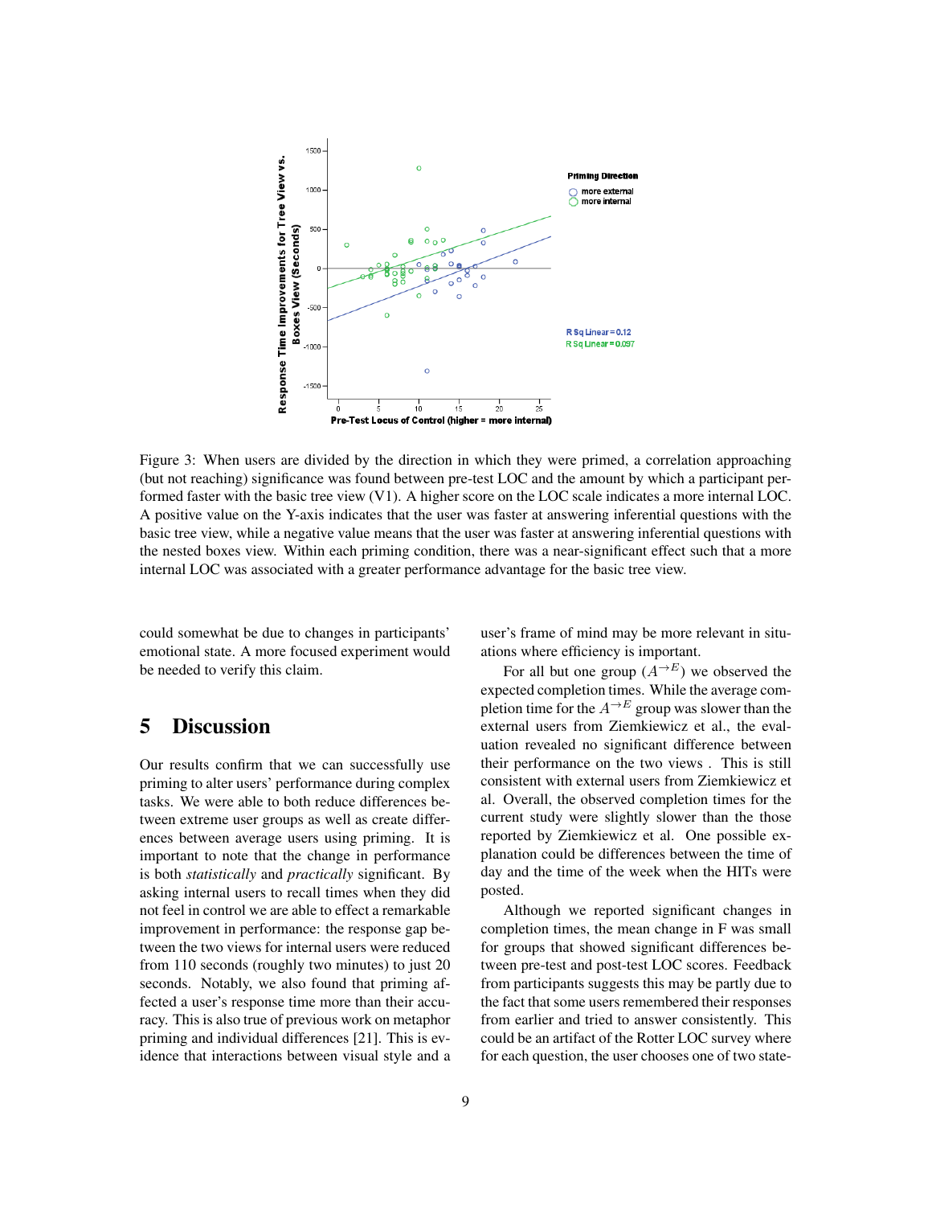Figure 3: When users are divided by the direction in which they were primed, a correlation approaching (but not reaching) significance was found between pre-test LOC and the amount by which a participant performed faster with the basic tree view (V1). A higher score on the LOC scale indicates a more internal LOC. A positive value on the Y-axis indicates that the user was faster at answering inferential questions with the basic tree view, while a negative value means that the user was faster at answering inferential questions with the nested boxes view. Within each priming condition, there was a near-significant effect such that a more internal LOC was associated with a greater performance advantage for the basic tree view.

could somewhat be due to changes in participants' emotional state. A more focused experiment would be needed to verify this claim.

## 5 Discussion

Our results confirm that we can successfully use priming to alter users' performance during complex tasks. We were able to both reduce differences between extreme user groups as well as create differences between average users using priming. It is important to note that the change in performance is both *statistically* and *practically* significant. By asking internal users to recall times when they did not feel in control we are able to effect a remarkable improvement in performance: the response gap between the two views for internal users were reduced from 110 seconds (roughly two minutes) to just 20 seconds. Notably, we also found that priming affected a user's response time more than their accuracy. This is also true of previous work on metaphor priming and individual differences [21]. This is evidence that interactions between visual style and a user's frame of mind may be more relevant in situations where efficiency is important.

For all but one group ($A^{\rightarrow E}$) we observed the expected completion times. While the average completion time for the $A^{\rightarrow E}$ group was slower than the external users from Ziemkiewicz et al., the evaluation revealed no significant difference between their performance on the two views . This is still consistent with external users from Ziemkiewicz et al. Overall, the observed completion times for the current study were slightly slower than the those reported by Ziemkiewicz et al. One possible explanation could be differences between the time of day and the time of the week when the HITs were posted.

Although we reported significant changes in completion times, the mean change in F was small for groups that showed significant differences between pre-test and post-test LOC scores. Feedback from participants suggests this may be partly due to the fact that some users remembered their responses from earlier and tried to answer consistently. This could be an artifact of the Rotter LOC survey where for each question, the user chooses one of two state-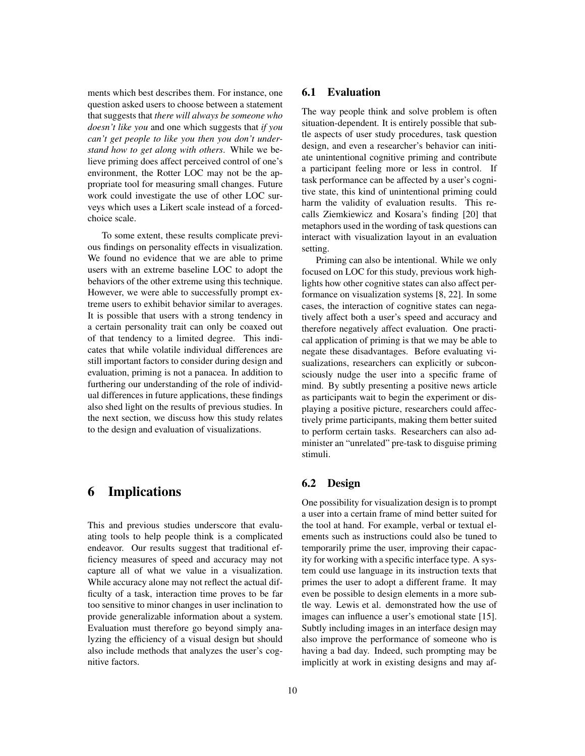ments which best describes them. For instance, one question asked users to choose between a statement that suggests that *there will always be someone who doesn't like you* and one which suggests that *if you can't get people to like you then you don't understand how to get along with others*. While we believe priming does affect perceived control of one's environment, the Rotter LOC may not be the appropriate tool for measuring small changes. Future work could investigate the use of other LOC surveys which uses a Likert scale instead of a forced-choice scale.

To some extent, these results complicate previous findings on personality effects in visualization. We found no evidence that we are able to prime users with an extreme baseline LOC to adopt the behaviors of the other extreme using this technique. However, we were able to successfully prompt extreme users to exhibit behavior similar to averages. It is possible that users with a strong tendency in a certain personality trait can only be coaxed out of that tendency to a limited degree. This indicates that while volatile individual differences are still important factors to consider during design and evaluation, priming is not a panacea. In addition to furthering our understanding of the role of individual differences in future applications, these findings also shed light on the results of previous studies. In the next section, we discuss how this study relates to the design and evaluation of visualizations.

# 6 Implications

This and previous studies underscore that evaluating tools to help people think is a complicated endeavor. Our results suggest that traditional efficiency measures of speed and accuracy may not capture all of what we value in a visualization. While accuracy alone may not reflect the actual difficulty of a task, interaction time proves to be far too sensitive to minor changes in user inclination to provide generalizable information about a system. Evaluation must therefore go beyond simply analyzing the efficiency of a visual design but should also include methods that analyzes the user's cognitive factors.

## 6.1 Evaluation

The way people think and solve problem is often situation-dependent. It is entirely possible that subtle aspects of user study procedures, task question design, and even a researcher's behavior can initiate unintentional cognitive priming and contribute a participant feeling more or less in control. If task performance can be affected by a user's cognitive state, this kind of unintentional priming could harm the validity of evaluation results. This recalls Ziemkiewicz and Kosara's finding [20] that metaphors used in the wording of task questions can interact with visualization layout in an evaluation setting.

Priming can also be intentional. While we only focused on LOC for this study, previous work highlights how other cognitive states can also affect performance on visualization systems [8, 22]. In some cases, the interaction of cognitive states can negatively affect both a user's speed and accuracy and therefore negatively affect evaluation. One practical application of priming is that we may be able to negate these disadvantages. Before evaluating visualizations, researchers can explicitly or subconsciously nudge the user into a specific frame of mind. By subtly presenting a positive news article as participants wait to begin the experiment or displaying a positive picture, researchers could affectively prime participants, making them better suited to perform certain tasks. Researchers can also administer an "unrelated" pre-task to disguise priming stimuli.

## 6.2 Design

One possibility for visualization design is to prompt a user into a certain frame of mind better suited for the tool at hand. For example, verbal or textual elements such as instructions could also be tuned to temporarily prime the user, improving their capacity for working with a specific interface type. A system could use language in its instruction texts that primes the user to adopt a different frame. It may even be possible to design elements in a more subtle way. Lewis et al. demonstrated how the use of images can influence a user's emotional state [15]. Subtly including images in an interface design may also improve the performance of someone who is having a bad day. Indeed, such prompting may be implicitly at work in existing designs and may af-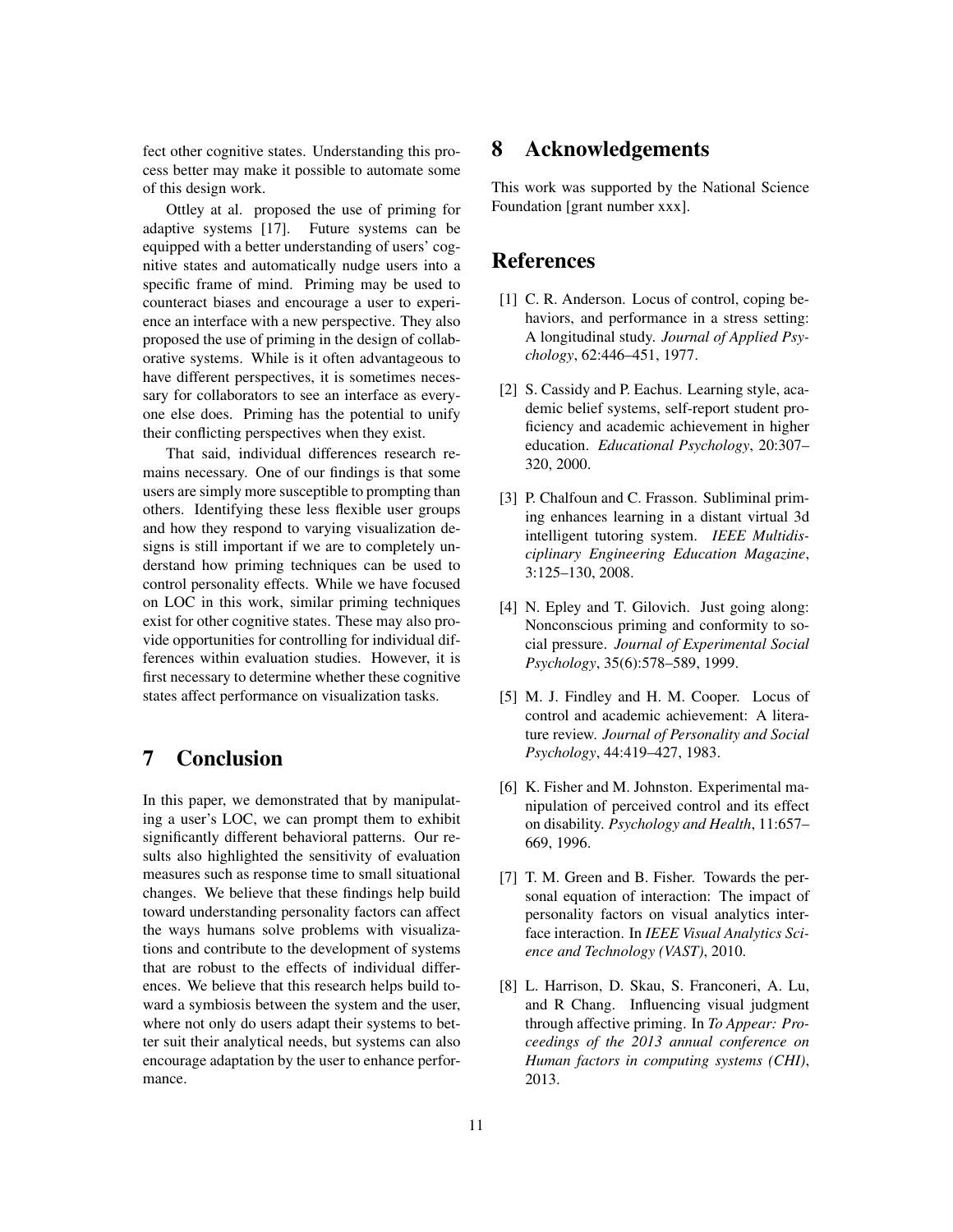fect other cognitive states. Understanding this process better may make it possible to automate some of this design work.

Ottley at al. proposed the use of priming for adaptive systems [17]. Future systems can be equipped with a better understanding of users' cognitive states and automatically nudge users into a specific frame of mind. Priming may be used to counteract biases and encourage a user to experience an interface with a new perspective. They also proposed the use of priming in the design of collaborative systems. While is it often advantageous to have different perspectives, it is sometimes necessary for collaborators to see an interface as everyone else does. Priming has the potential to unify their conflicting perspectives when they exist.

That said, individual differences research remains necessary. One of our findings is that some users are simply more susceptible to prompting than others. Identifying these less flexible user groups and how they respond to varying visualization designs is still important if we are to completely understand how priming techniques can be used to control personality effects. While we have focused on LOC in this work, similar priming techniques exist for other cognitive states. These may also provide opportunities for controlling for individual differences within evaluation studies. However, it is first necessary to determine whether these cognitive states affect performance on visualization tasks.

# 7 Conclusion

In this paper, we demonstrated that by manipulating a user's LOC, we can prompt them to exhibit significantly different behavioral patterns. Our results also highlighted the sensitivity of evaluation measures such as response time to small situational changes. We believe that these findings help build toward understanding personality factors can affect the ways humans solve problems with visualizations and contribute to the development of systems that are robust to the effects of individual differences. We believe that this research helps build toward a symbiosis between the system and the user, where not only do users adapt their systems to better suit their analytical needs, but systems can also encourage adaptation by the user to enhance performance.

# 8 Acknowledgements

This work was supported by the National Science Foundation [grant number xxx].

# References

[1] C. R. Anderson. Locus of control, coping behaviors, and performance in a stress setting: A longitudinal study. *Journal of Applied Psychology*, 62:446–451, 1977.

[2] S. Cassidy and P. Eachus. Learning style, academic belief systems, self-report student proficiency and academic achievement in higher education. *Educational Psychology*, 20:307–320, 2000.

[3] P. Chalfoun and C. Frasson. Subliminal priming enhances learning in a distant virtual 3d intelligent tutoring system. *IEEE Multidisciplinary Engineering Education Magazine*, 3:125–130, 2008.

[4] N. Epley and T. Gilovich. Just going along: Nonconscious priming and conformity to social pressure. *Journal of Experimental Social Psychology*, 35(6):578–589, 1999.

[5] M. J. Findley and H. M. Cooper. Locus of control and academic achievement: A literature review. *Journal of Personality and Social Psychology*, 44:419–427, 1983.

[6] K. Fisher and M. Johnston. Experimental manipulation of perceived control and its effect on disability. *Psychology and Health*, 11:657–669, 1996.

[7] T. M. Green and B. Fisher. Towards the personal equation of interaction: The impact of personality factors on visual analytics interface interaction. In *IEEE Visual Analytics Science and Technology (VAST)*, 2010.

[8] L. Harrison, D. Skau, S. Franconeri, A. Lu, and R Chang. Influencing visual judgment through affective priming. In *To Appear: Proceedings of the 2013 annual conference on Human factors in computing systems (CHI)*, 2013.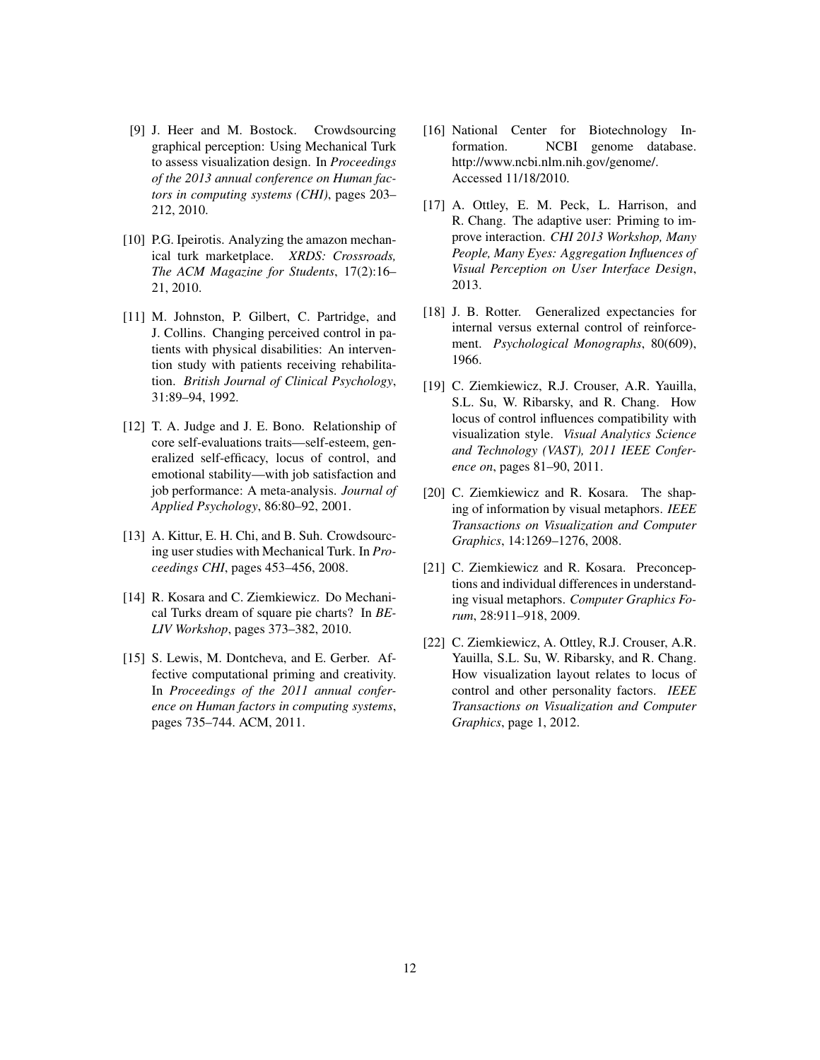[9] J. Heer and M. Bostock. Crowdsourcing graphical perception: Using Mechanical Turk to assess visualization design. In *Proceedings of the 2013 annual conference on Human factors in computing systems (CHI)*, pages 203–212, 2010.

[10] P.G. Ipeirotis. Analyzing the amazon mechanical turk marketplace. *XRDS: Crossroads, The ACM Magazine for Students*, 17(2):16–21, 2010.

[11] M. Johnston, P. Gilbert, C. Partridge, and J. Collins. Changing perceived control in patients with physical disabilities: An intervention study with patients receiving rehabilitation. *British Journal of Clinical Psychology*, 31:89–94, 1992.

[12] T. A. Judge and J. E. Bono. Relationship of core self-evaluations traits—self-esteem, generalized self-efficacy, locus of control, and emotional stability—with job satisfaction and job performance: A meta-analysis. *Journal of Applied Psychology*, 86:80–92, 2001.

[13] A. Kittur, E. H. Chi, and B. Suh. Crowdsourcing user studies with Mechanical Turk. In *Proceedings CHI*, pages 453–456, 2008.

[14] R. Kosara and C. Ziemkiewicz. Do Mechanical Turks dream of square pie charts? In *BELIV Workshop*, pages 373–382, 2010.

[15] S. Lewis, M. Dontcheva, and E. Gerber. Affective computational priming and creativity. In *Proceedings of the 2011 annual conference on Human factors in computing systems*, pages 735–744. ACM, 2011.

[16] National Center for Biotechnology Information. NCBI genome database. http://www.ncbi.nlm.nih.gov/genome/. Accessed 11/18/2010.

[17] A. Ottley, E. M. Peck, L. Harrison, and R. Chang. The adaptive user: Priming to improve interaction. *CHI 2013 Workshop, Many People, Many Eyes: Aggregation Influences of Visual Perception on User Interface Design*, 2013.

[18] J. B. Rotter. Generalized expectancies for internal versus external control of reinforcement. *Psychological Monographs*, 80(609), 1966.

[19] C. Ziemkiewicz, R.J. Crouser, A.R. Yauilla, S.L. Su, W. Ribarsky, and R. Chang. How locus of control influences compatibility with visualization style. *Visual Analytics Science and Technology (VAST), 2011 IEEE Conference on*, pages 81–90, 2011.

[20] C. Ziemkiewicz and R. Kosara. The shaping of information by visual metaphors. *IEEE Transactions on Visualization and Computer Graphics*, 14:1269–1276, 2008.

[21] C. Ziemkiewicz and R. Kosara. Preconceptions and individual differences in understanding visual metaphors. *Computer Graphics Forum*, 28:911–918, 2009.

[22] C. Ziemkiewicz, A. Ottley, R.J. Crouser, A.R. Yauilla, S.L. Su, W. Ribarsky, and R. Chang. How visualization layout relates to locus of control and other personality factors. *IEEE Transactions on Visualization and Computer Graphics*, page 1, 2012.